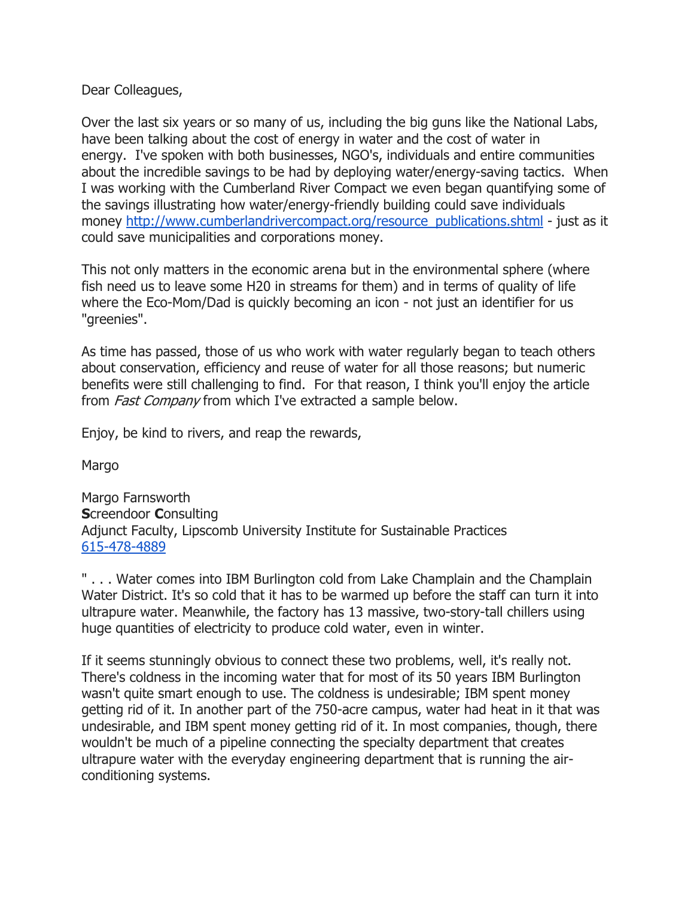Dear Colleagues,

Over the last six years or so many of us, including the big guns like the National Labs, have been talking about the cost of energy in water and the cost of water in energy. I've spoken with both businesses, NGO's, individuals and entire communities about the incredible savings to be had by deploying water/energy-saving tactics. When I was working with the Cumberland River Compact we even began quantifying some of the savings illustrating how water/energy-friendly building could save individuals money http://www.cumberlandrivercompact.org/resource_publications.shtml - just as it could save municipalities and corporations money.

This not only matters in the economic arena but in the environmental sphere (where fish need us to leave some H20 in streams for them) and in terms of quality of life where the Eco-Mom/Dad is quickly becoming an icon - not just an identifier for us "greenies".

As time has passed, those of us who work with water regularly began to teach others about conservation, efficiency and reuse of water for all those reasons; but numeric benefits were still challenging to find. For that reason, I think you'll enjoy the article from *Fast Company* from which I've extracted a sample below.

Enjoy, be kind to rivers, and reap the rewards,

Margo

Margo Farnsworth
**S**creendoor **C**onsulting
Adjunct Faculty, Lipscomb University Institute for Sustainable Practices
615-478-4889

" . . . Water comes into IBM Burlington cold from Lake Champlain and the Champlain Water District. It's so cold that it has to be warmed up before the staff can turn it into ultrapure water. Meanwhile, the factory has 13 massive, two-story-tall chillers using huge quantities of electricity to produce cold water, even in winter.

If it seems stunningly obvious to connect these two problems, well, it's really not. There's coldness in the incoming water that for most of its 50 years IBM Burlington wasn't quite smart enough to use. The coldness is undesirable; IBM spent money getting rid of it. In another part of the 750-acre campus, water had heat in it that was undesirable, and IBM spent money getting rid of it. In most companies, though, there wouldn't be much of a pipeline connecting the specialty department that creates ultrapure water with the everyday engineering department that is running the air-conditioning systems.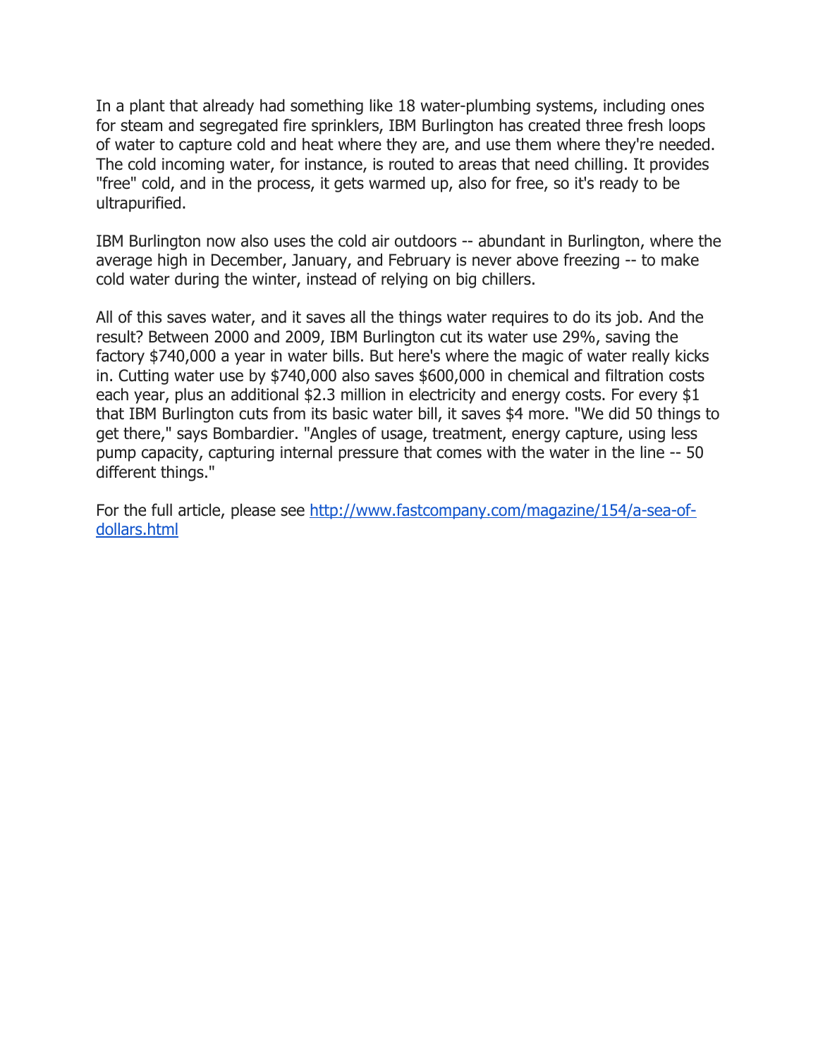In a plant that already had something like 18 water-plumbing systems, including ones for steam and segregated fire sprinklers, IBM Burlington has created three fresh loops of water to capture cold and heat where they are, and use them where they're needed. The cold incoming water, for instance, is routed to areas that need chilling. It provides "free" cold, and in the process, it gets warmed up, also for free, so it's ready to be ultrapurified.

IBM Burlington now also uses the cold air outdoors -- abundant in Burlington, where the average high in December, January, and February is never above freezing -- to make cold water during the winter, instead of relying on big chillers.

All of this saves water, and it saves all the things water requires to do its job. And the result? Between 2000 and 2009, IBM Burlington cut its water use 29%, saving the factory $740,000 a year in water bills. But here's where the magic of water really kicks in. Cutting water use by $740,000 also saves $600,000 in chemical and filtration costs each year, plus an additional $2.3 million in electricity and energy costs. For every $1 that IBM Burlington cuts from its basic water bill, it saves $4 more. "We did 50 things to get there," says Bombardier. "Angles of usage, treatment, energy capture, using less pump capacity, capturing internal pressure that comes with the water in the line -- 50 different things."

For the full article, please see [http://www.fastcompany.com/magazine/154/a-sea-of-dollars.html](http://www.fastcompany.com/magazine/154/a-sea-of-dollars.html)